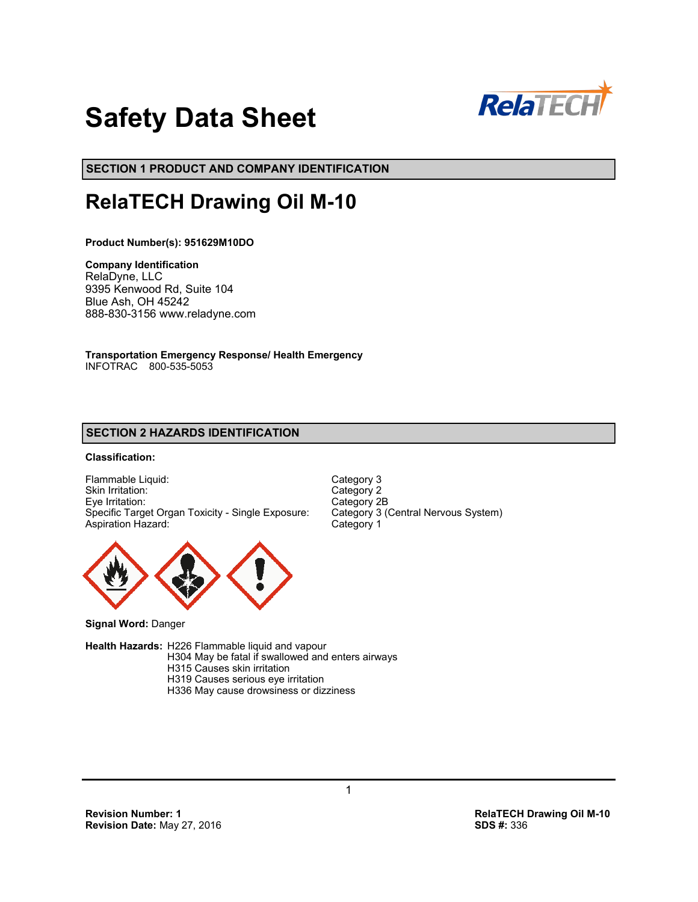# Safety Data Sheet

## SECTION 1 PRODUCT AND COMPANY IDENTIFICATION

# RelaTECH Drawing Oil M-10

**Product Number(s): 951629M10DO**

**Company Identification**
RelaDyne, LLC
9395 Kenwood Rd, Suite 104
Blue Ash, OH 45242
888-830-3156 www.reladyne.com

**Transportation Emergency Response/ Health Emergency**
INFOTRAC 800-535-5053

## SECTION 2 HAZARDS IDENTIFICATION

**Classification:**

| | |
|---|---|
| Flammable Liquid: | Category 3 |
| Skin Irritation: | Category 2 |
| Eye Irritation: | Category 2B |
| Specific Target Organ Toxicity - Single Exposure: | Category 3 (Central Nervous System) |
| Aspiration Hazard: | Category 1 |

**Signal Word:** Danger

**Health Hazards:**
- H226 Flammable liquid and vapour
- H304 May be fatal if swallowed and enters airways
- H315 Causes skin irritation
- H319 Causes serious eye irritation
- H336 May cause drowsiness or dizziness

**Revision Number: 1**
**Revision Date:** May 27, 2016

**RelaTECH Drawing Oil M-10**
**SDS #:** 336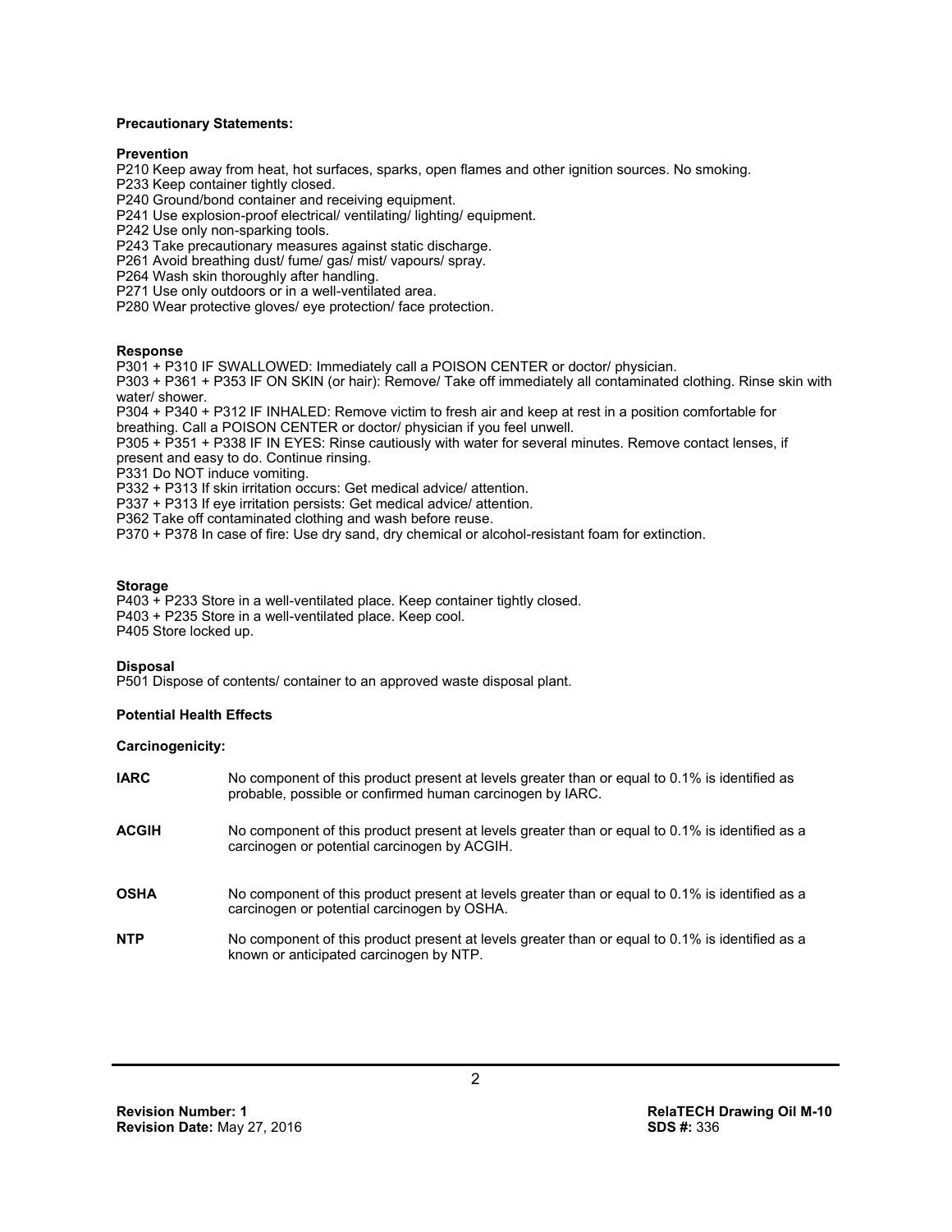**Precautionary Statements:**

**Prevention**

P210 Keep away from heat, hot surfaces, sparks, open flames and other ignition sources. No smoking.
P233 Keep container tightly closed.
P240 Ground/bond container and receiving equipment.
P241 Use explosion-proof electrical/ ventilating/ lighting/ equipment.
P242 Use only non-sparking tools.
P243 Take precautionary measures against static discharge.
P261 Avoid breathing dust/ fume/ gas/ mist/ vapours/ spray.
P264 Wash skin thoroughly after handling.
P271 Use only outdoors or in a well-ventilated area.
P280 Wear protective gloves/ eye protection/ face protection.

**Response**

P301 + P310 IF SWALLOWED: Immediately call a POISON CENTER or doctor/ physician.
P303 + P361 + P353 IF ON SKIN (or hair): Remove/ Take off immediately all contaminated clothing. Rinse skin with water/ shower.
P304 + P340 + P312 IF INHALED: Remove victim to fresh air and keep at rest in a position comfortable for breathing. Call a POISON CENTER or doctor/ physician if you feel unwell.
P305 + P351 + P338 IF IN EYES: Rinse cautiously with water for several minutes. Remove contact lenses, if present and easy to do. Continue rinsing.
P331 Do NOT induce vomiting.
P332 + P313 If skin irritation occurs: Get medical advice/ attention.
P337 + P313 If eye irritation persists: Get medical advice/ attention.
P362 Take off contaminated clothing and wash before reuse.
P370 + P378 In case of fire: Use dry sand, dry chemical or alcohol-resistant foam for extinction.

**Storage**

P403 + P233 Store in a well-ventilated place. Keep container tightly closed.
P403 + P235 Store in a well-ventilated place. Keep cool.
P405 Store locked up.

**Disposal**

P501 Dispose of contents/ container to an approved waste disposal plant.

**Potential Health Effects**

**Carcinogenicity:**

**IARC** No component of this product present at levels greater than or equal to 0.1% is identified as probable, possible or confirmed human carcinogen by IARC.

**ACGIH** No component of this product present at levels greater than or equal to 0.1% is identified as a carcinogen or potential carcinogen by ACGIH.

**OSHA** No component of this product present at levels greater than or equal to 0.1% is identified as a carcinogen or potential carcinogen by OSHA.

**NTP** No component of this product present at levels greater than or equal to 0.1% is identified as a known or anticipated carcinogen by NTP.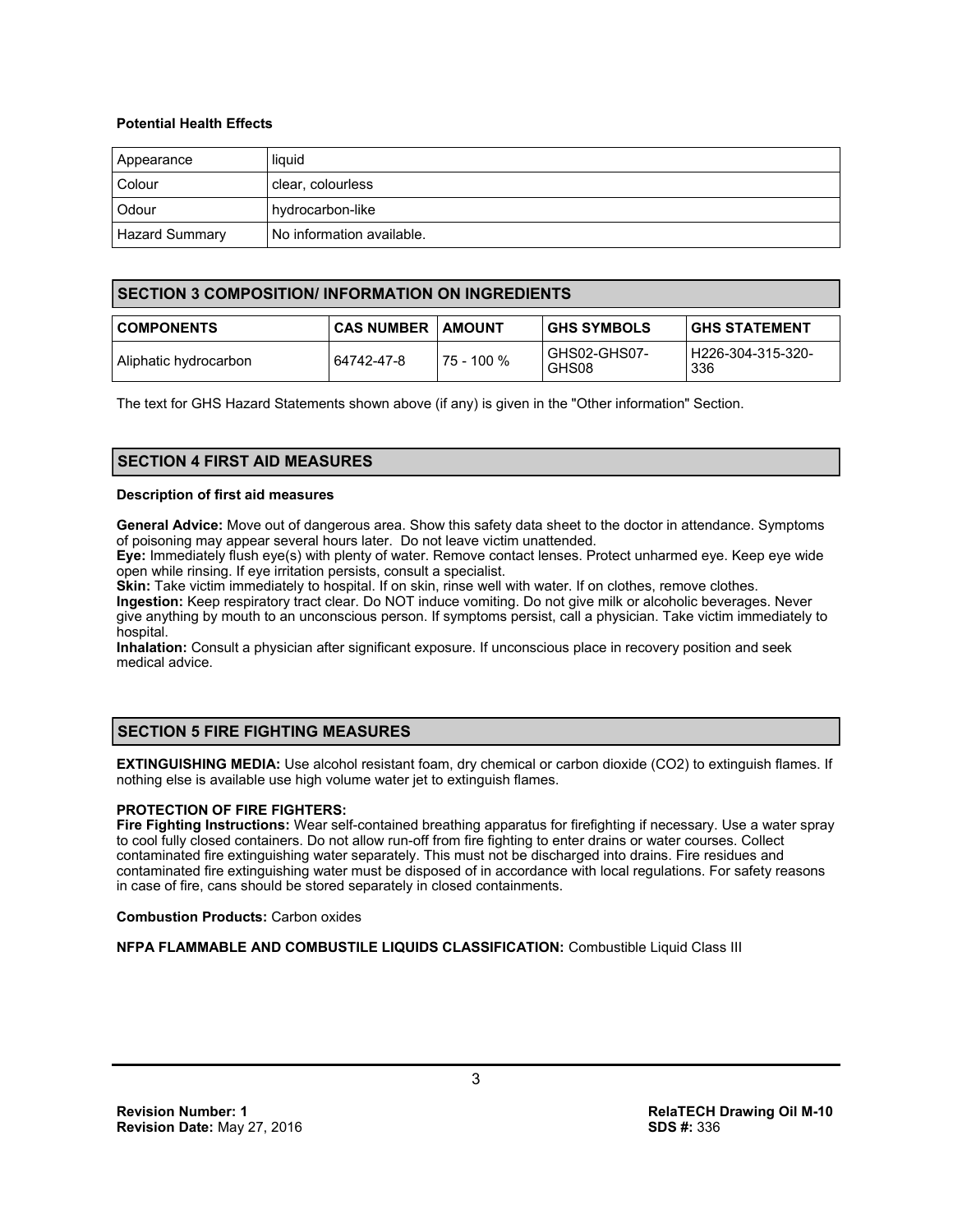**Potential Health Effects**

| Appearance | liquid |
| --- | --- |
| Colour | clear, colourless |
| Odour | hydrocarbon-like |
| Hazard Summary | No information available. |

## SECTION 3 COMPOSITION/ INFORMATION ON INGREDIENTS

| COMPONENTS | CAS NUMBER | AMOUNT | GHS SYMBOLS | GHS STATEMENT |
| --- | --- | --- | --- | --- |
| Aliphatic hydrocarbon | 64742-47-8 | 75 - 100 % | GHS02-GHS07-GHS08 | H226-304-315-320-336 |

The text for GHS Hazard Statements shown above (if any) is given in the "Other information" Section.

## SECTION 4 FIRST AID MEASURES

**Description of first aid measures**

**General Advice:** Move out of dangerous area. Show this safety data sheet to the doctor in attendance. Symptoms of poisoning may appear several hours later. Do not leave victim unattended.
**Eye:** Immediately flush eye(s) with plenty of water. Remove contact lenses. Protect unharmed eye. Keep eye wide open while rinsing. If eye irritation persists, consult a specialist.
**Skin:** Take victim immediately to hospital. If on skin, rinse well with water. If on clothes, remove clothes.
**Ingestion:** Keep respiratory tract clear. Do NOT induce vomiting. Do not give milk or alcoholic beverages. Never give anything by mouth to an unconscious person. If symptoms persist, call a physician. Take victim immediately to hospital.
**Inhalation:** Consult a physician after significant exposure. If unconscious place in recovery position and seek medical advice.

## SECTION 5 FIRE FIGHTING MEASURES

**EXTINGUISHING MEDIA:** Use alcohol resistant foam, dry chemical or carbon dioxide ($CO_2$) to extinguish flames. If nothing else is available use high volume water jet to extinguish flames.

**PROTECTION OF FIRE FIGHTERS:**
**Fire Fighting Instructions:** Wear self-contained breathing apparatus for firefighting if necessary. Use a water spray to cool fully closed containers. Do not allow run-off from fire fighting to enter drains or water courses. Collect contaminated fire extinguishing water separately. This must not be discharged into drains. Fire residues and contaminated fire extinguishing water must be disposed of in accordance with local regulations. For safety reasons in case of fire, cans should be stored separately in closed containments.

**Combustion Products:** Carbon oxides

**NFPA FLAMMABLE AND COMBUSTILE LIQUIDS CLASSIFICATION:** Combustible Liquid Class III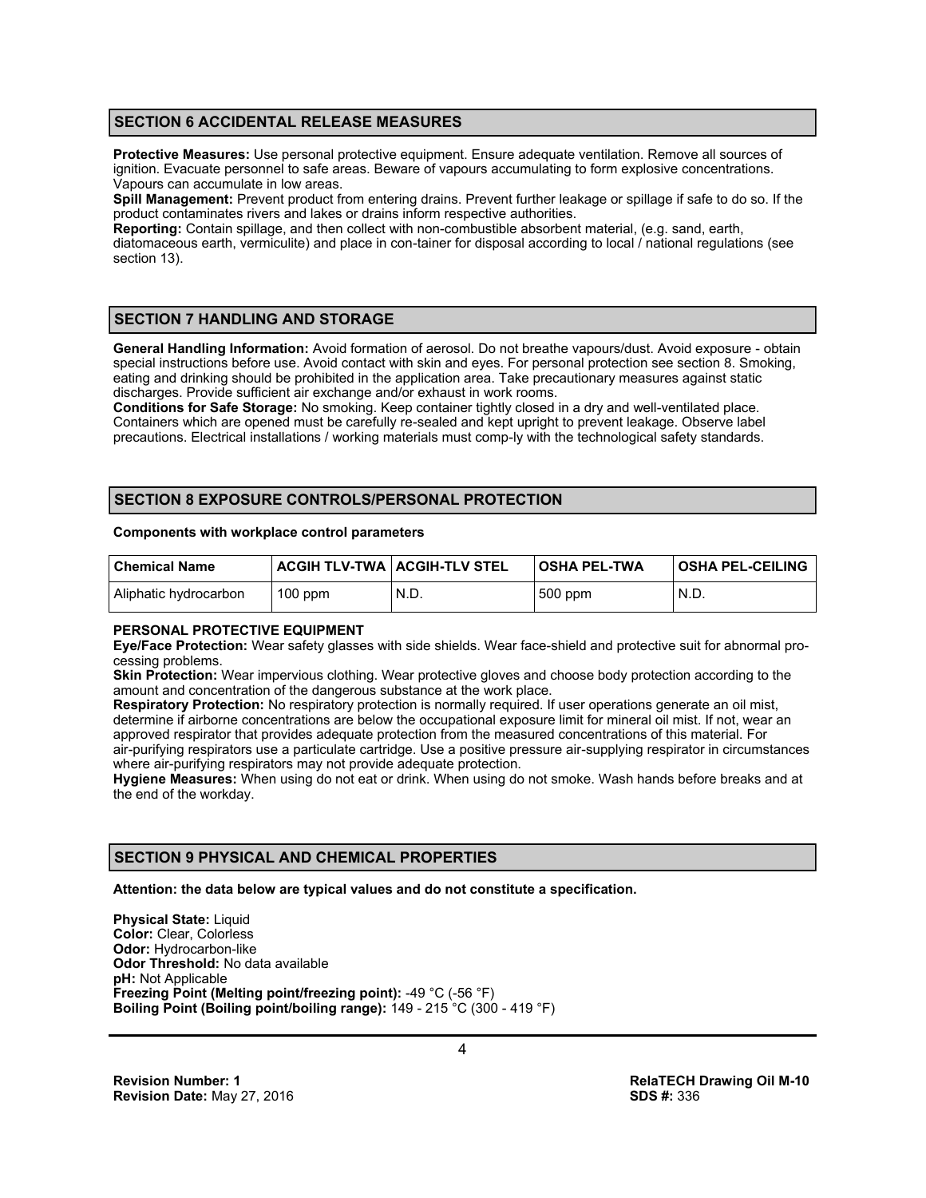## SECTION 6 ACCIDENTAL RELEASE MEASURES

**Protective Measures:** Use personal protective equipment. Ensure adequate ventilation. Remove all sources of ignition. Evacuate personnel to safe areas. Beware of vapours accumulating to form explosive concentrations. Vapours can accumulate in low areas.
**Spill Management:** Prevent product from entering drains. Prevent further leakage or spillage if safe to do so. If the product contaminates rivers and lakes or drains inform respective authorities.
**Reporting:** Contain spillage, and then collect with non-combustible absorbent material, (e.g. sand, earth, diatomaceous earth, vermiculite) and place in con-tainer for disposal according to local / national regulations (see section 13).

## SECTION 7 HANDLING AND STORAGE

**General Handling Information:** Avoid formation of aerosol. Do not breathe vapours/dust. Avoid exposure - obtain special instructions before use. Avoid contact with skin and eyes. For personal protection see section 8. Smoking, eating and drinking should be prohibited in the application area. Take precautionary measures against static discharges. Provide sufficient air exchange and/or exhaust in work rooms.
**Conditions for Safe Storage:** No smoking. Keep container tightly closed in a dry and well-ventilated place. Containers which are opened must be carefully re-sealed and kept upright to prevent leakage. Observe label precautions. Electrical installations / working materials must comp-ly with the technological safety standards.

## SECTION 8 EXPOSURE CONTROLS/PERSONAL PROTECTION

**Components with workplace control parameters**

| Chemical Name | ACGIH TLV-TWA | ACGIH-TLV STEL | OSHA PEL-TWA | OSHA PEL-CEILING |
|---|---|---|---|---|
| Aliphatic hydrocarbon | 100 ppm | N.D. | 500 ppm | N.D. |

**PERSONAL PROTECTIVE EQUIPMENT**
**Eye/Face Protection:** Wear safety glasses with side shields. Wear face-shield and protective suit for abnormal processing problems.
**Skin Protection:** Wear impervious clothing. Wear protective gloves and choose body protection according to the amount and concentration of the dangerous substance at the work place.
**Respiratory Protection:** No respiratory protection is normally required. If user operations generate an oil mist, determine if airborne concentrations are below the occupational exposure limit for mineral oil mist. If not, wear an approved respirator that provides adequate protection from the measured concentrations of this material. For air-purifying respirators use a particulate cartridge. Use a positive pressure air-supplying respirator in circumstances where air-purifying respirators may not provide adequate protection.
**Hygiene Measures:** When using do not eat or drink. When using do not smoke. Wash hands before breaks and at the end of the workday.

## SECTION 9 PHYSICAL AND CHEMICAL PROPERTIES

**Attention: the data below are typical values and do not constitute a specification.**

**Physical State:** Liquid
**Color:** Clear, Colorless
**Odor:** Hydrocarbon-like
**Odor Threshold:** No data available
**pH:** Not Applicable
**Freezing Point (Melting point/freezing point):** -49 °C (-56 °F)
**Boiling Point (Boiling point/boiling range):** 149 - 215 °C (300 - 419 °F)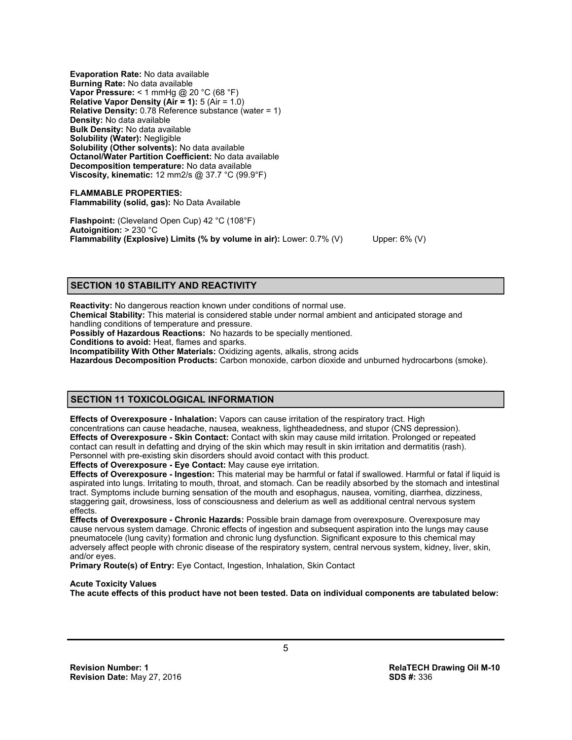**Evaporation Rate:** No data available
**Burning Rate:** No data available
**Vapor Pressure:** < 1 mmHg @ 20 °C (68 °F)
**Relative Vapor Density (Air = 1):** 5 (Air = 1.0)
**Relative Density:** 0.78 Reference substance (water = 1)
**Density:** No data available
**Bulk Density:** No data available
**Solubility (Water):** Negligible
**Solubility (Other solvents):** No data available
**Octanol/Water Partition Coefficient:** No data available
**Decomposition temperature:** No data available
**Viscosity, kinematic:** 12 mm2/s @ 37.7 °C (99.9°F)

**FLAMMABLE PROPERTIES:**
**Flammability (solid, gas):** No Data Available

**Flashpoint:** (Cleveland Open Cup) 42 °C (108°F)
**Autoignition:** > 230 °C
**Flammability (Explosive) Limits (% by volume in air):** Lower: 0.7% (V) Upper: 6% (V)

## SECTION 10 STABILITY AND REACTIVITY

**Reactivity:** No dangerous reaction known under conditions of normal use.
**Chemical Stability:** This material is considered stable under normal ambient and anticipated storage and handling conditions of temperature and pressure.
**Possibly of Hazardous Reactions:** No hazards to be specially mentioned.
**Conditions to avoid:** Heat, flames and sparks.
**Incompatibility With Other Materials:** Oxidizing agents, alkalis, strong acids
**Hazardous Decomposition Products:** Carbon monoxide, carbon dioxide and unburned hydrocarbons (smoke).

## SECTION 11 TOXICOLOGICAL INFORMATION

**Effects of Overexposure - Inhalation:** Vapors can cause irritation of the respiratory tract. High concentrations can cause headache, nausea, weakness, lightheadedness, and stupor (CNS depression).
**Effects of Overexposure - Skin Contact:** Contact with skin may cause mild irritation. Prolonged or repeated contact can result in defatting and drying of the skin which may result in skin irritation and dermatitis (rash). Personnel with pre-existing skin disorders should avoid contact with this product.
**Effects of Overexposure - Eye Contact:** May cause eye irritation.
**Effects of Overexposure - Ingestion:** This material may be harmful or fatal if swallowed. Harmful or fatal if liquid is aspirated into lungs. Irritating to mouth, throat, and stomach. Can be readily absorbed by the stomach and intestinal tract. Symptoms include burning sensation of the mouth and esophagus, nausea, vomiting, diarrhea, dizziness, staggering gait, drowsiness, loss of consciousness and delerium as well as additional central nervous system effects.
**Effects of Overexposure - Chronic Hazards:** Possible brain damage from overexposure. Overexposure may cause nervous system damage. Chronic effects of ingestion and subsequent aspiration into the lungs may cause pneumatocele (lung cavity) formation and chronic lung dysfunction. Significant exposure to this chemical may adversely affect people with chronic disease of the respiratory system, central nervous system, kidney, liver, skin, and/or eyes.
**Primary Route(s) of Entry:** Eye Contact, Ingestion, Inhalation, Skin Contact

**Acute Toxicity Values**
**The acute effects of this product have not been tested. Data on individual components are tabulated below:**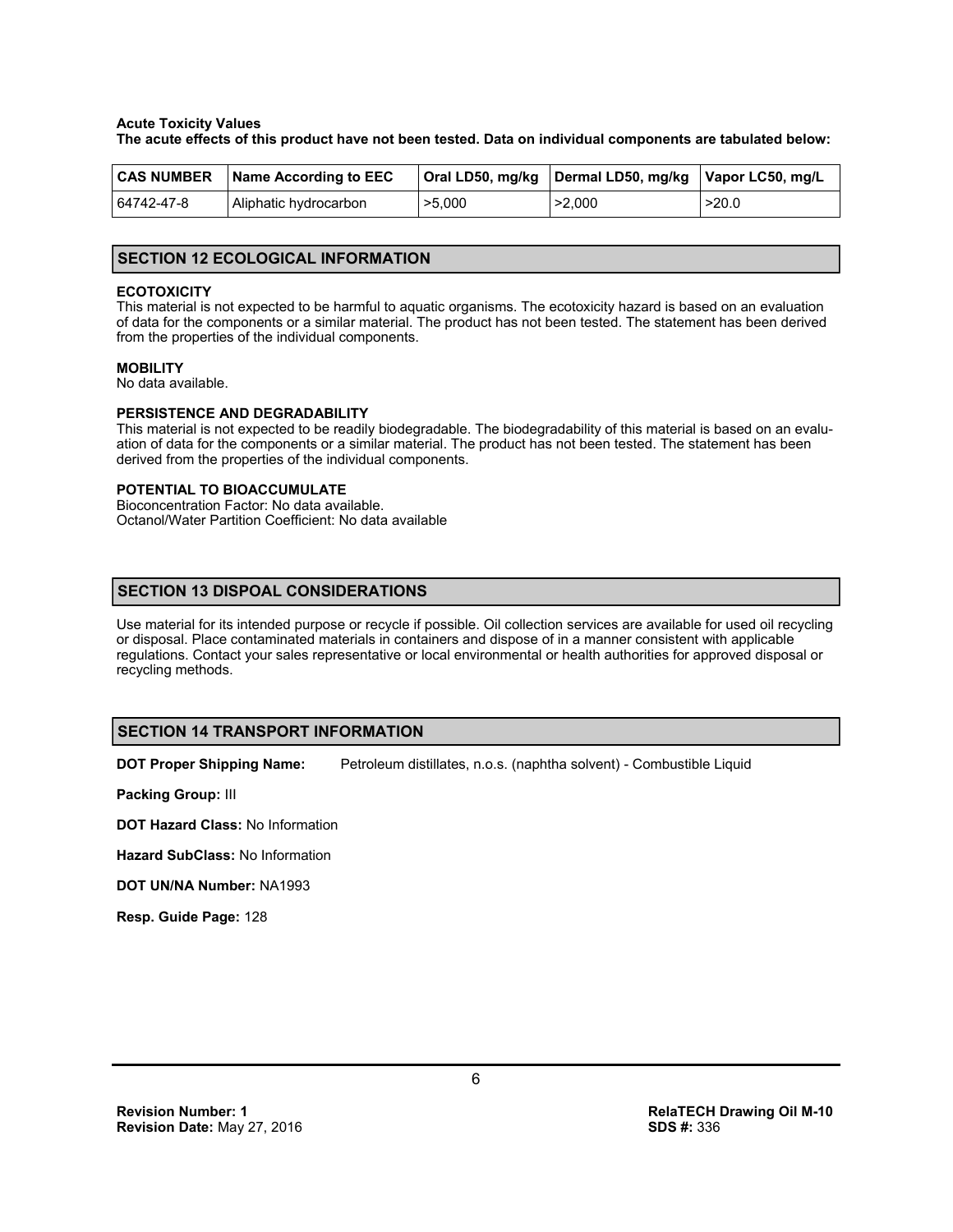**Acute Toxicity Values**

**The acute effects of this product have not been tested. Data on individual components are tabulated below:**

| CAS NUMBER | Name According to EEC | Oral LD50, mg/kg | Dermal LD50, mg/kg | Vapor LC50, mg/L |
|---|---|---|---|---|
| 64742-47-8 | Aliphatic hydrocarbon | >5,000 | >2,000 | >20.0 |

## SECTION 12 ECOLOGICAL INFORMATION

**ECOTOXICITY**

This material is not expected to be harmful to aquatic organisms. The ecotoxicity hazard is based on an evaluation of data for the components or a similar material. The product has not been tested. The statement has been derived from the properties of the individual components.

**MOBILITY**

No data available.

**PERSISTENCE AND DEGRADABILITY**

This material is not expected to be readily biodegradable. The biodegradability of this material is based on an evaluation of data for the components or a similar material. The product has not been tested. The statement has been derived from the properties of the individual components.

**POTENTIAL TO BIOACCUMULATE**

Bioconcentration Factor: No data available.
Octanol/Water Partition Coefficient: No data available

## SECTION 13 DISPOAL CONSIDERATIONS

Use material for its intended purpose or recycle if possible. Oil collection services are available for used oil recycling or disposal. Place contaminated materials in containers and dispose of in a manner consistent with applicable regulations. Contact your sales representative or local environmental or health authorities for approved disposal or recycling methods.

## SECTION 14 TRANSPORT INFORMATION

**DOT Proper Shipping Name:** Petroleum distillates, n.o.s. (naphtha solvent) - Combustible Liquid

**Packing Group:** III

**DOT Hazard Class:** No Information

**Hazard SubClass:** No Information

**DOT UN/NA Number:** NA1993

**Resp. Guide Page:** 128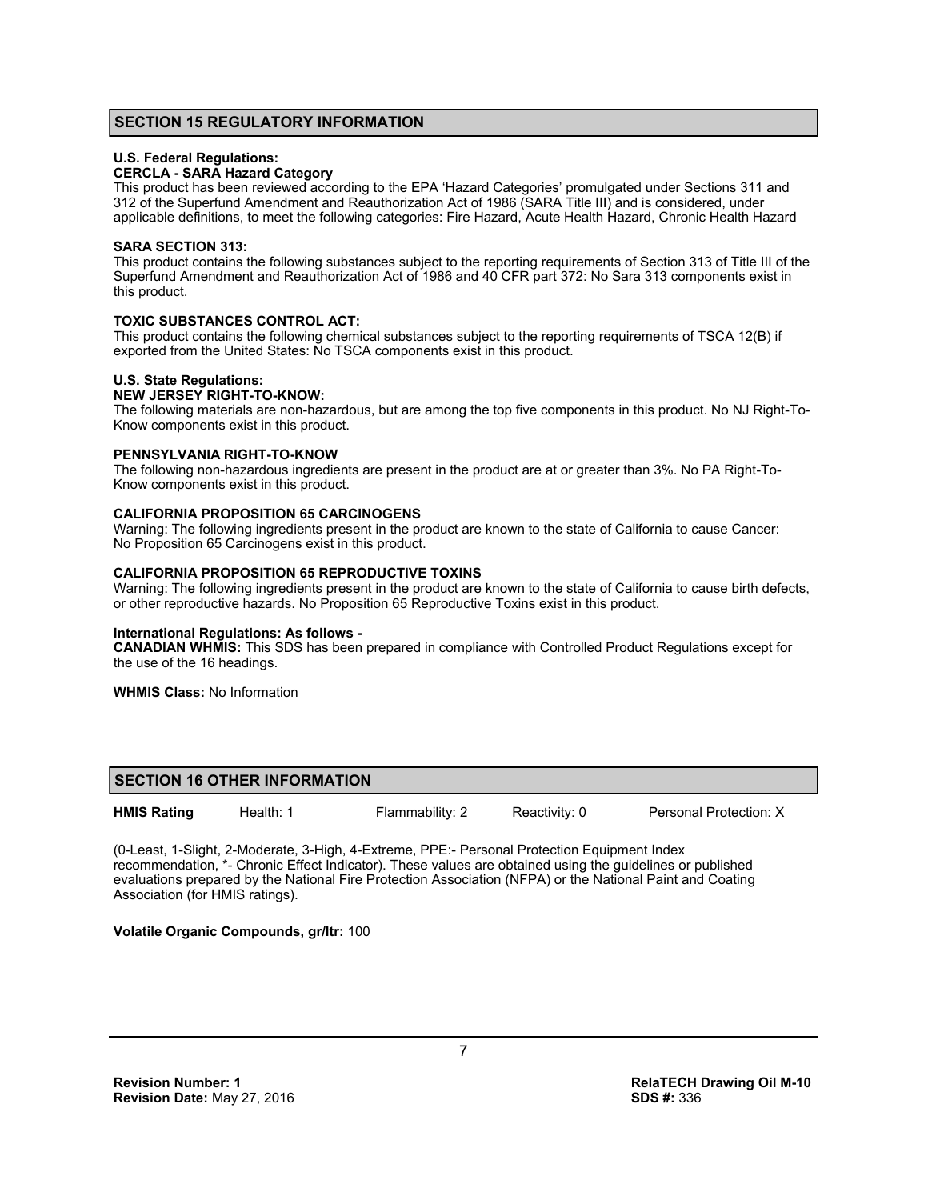## SECTION 15 REGULATORY INFORMATION

**U.S. Federal Regulations:**
**CERCLA - SARA Hazard Category**
This product has been reviewed according to the EPA 'Hazard Categories' promulgated under Sections 311 and 312 of the Superfund Amendment and Reauthorization Act of 1986 (SARA Title III) and is considered, under applicable definitions, to meet the following categories: Fire Hazard, Acute Health Hazard, Chronic Health Hazard

**SARA SECTION 313:**
This product contains the following substances subject to the reporting requirements of Section 313 of Title III of the Superfund Amendment and Reauthorization Act of 1986 and 40 CFR part 372: No Sara 313 components exist in this product.

**TOXIC SUBSTANCES CONTROL ACT:**
This product contains the following chemical substances subject to the reporting requirements of TSCA 12(B) if exported from the United States: No TSCA components exist in this product.

**U.S. State Regulations:**
**NEW JERSEY RIGHT-TO-KNOW:**
The following materials are non-hazardous, but are among the top five components in this product. No NJ Right-To-Know components exist in this product.

**PENNSYLVANIA RIGHT-TO-KNOW**
The following non-hazardous ingredients are present in the product are at or greater than 3%. No PA Right-To-Know components exist in this product.

**CALIFORNIA PROPOSITION 65 CARCINOGENS**
Warning: The following ingredients present in the product are known to the state of California to cause Cancer: No Proposition 65 Carcinogens exist in this product.

**CALIFORNIA PROPOSITION 65 REPRODUCTIVE TOXINS**
Warning: The following ingredients present in the product are known to the state of California to cause birth defects, or other reproductive hazards. No Proposition 65 Reproductive Toxins exist in this product.

**International Regulations: As follows -**
**CANADIAN WHMIS:** This SDS has been prepared in compliance with Controlled Product Regulations except for the use of the 16 headings.

**WHMIS Class:** No Information

## SECTION 16 OTHER INFORMATION

| **HMIS Rating** | Health: 1 | Flammability: 2 | Reactivity: 0 | Personal Protection: X |
|---|---|---|---|---|

(0-Least, 1-Slight, 2-Moderate, 3-High, 4-Extreme, PPE:- Personal Protection Equipment Index recommendation, *- Chronic Effect Indicator). These values are obtained using the guidelines or published evaluations prepared by the National Fire Protection Association (NFPA) or the National Paint and Coating Association (for HMIS ratings).

**Volatile Organic Compounds, gr/ltr:** 100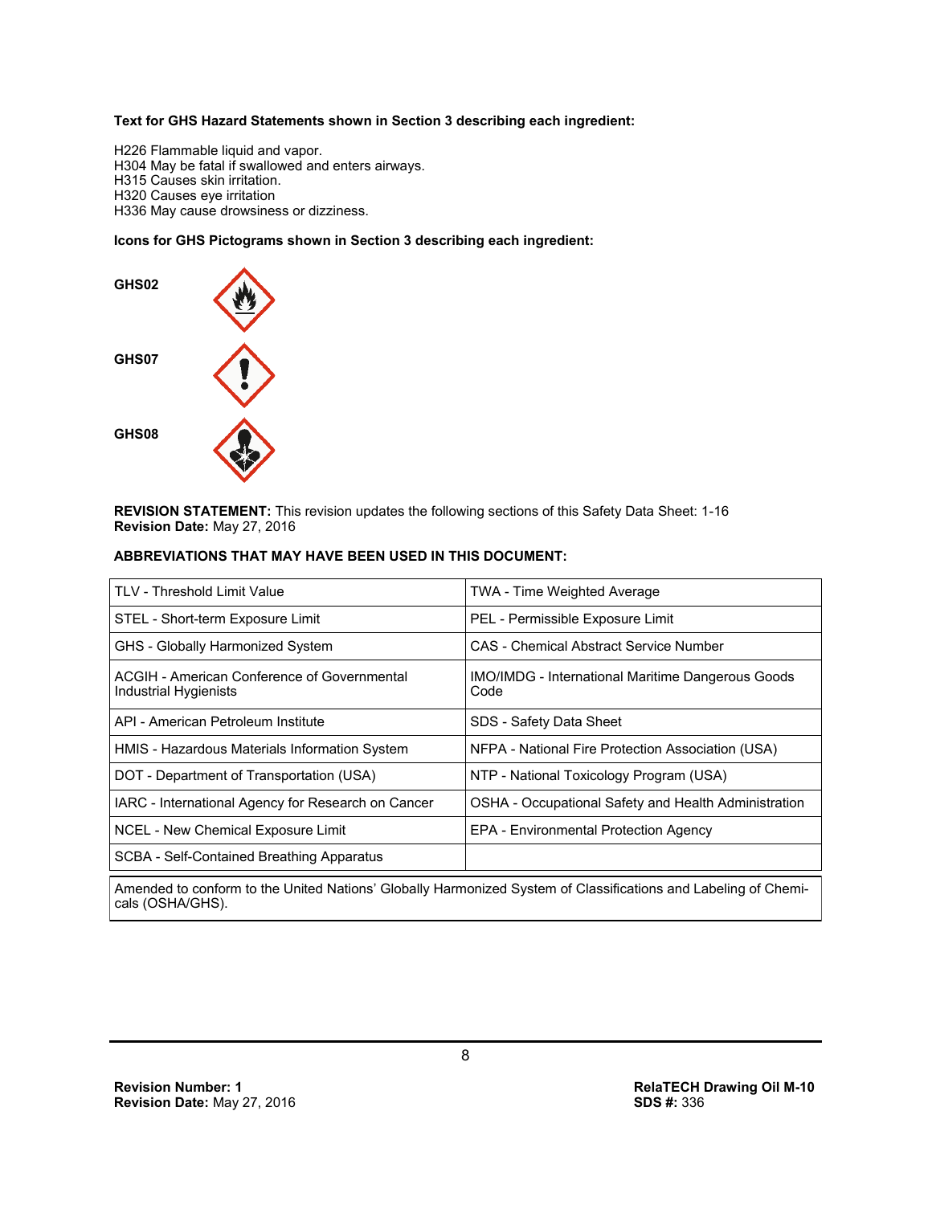**Text for GHS Hazard Statements shown in Section 3 describing each ingredient:**

H226 Flammable liquid and vapor.
H304 May be fatal if swallowed and enters airways.
H315 Causes skin irritation.
H320 Causes eye irritation
H336 May cause drowsiness or dizziness.

**Icons for GHS Pictograms shown in Section 3 describing each ingredient:**

**GHS02**

**GHS07**

**GHS08**

**REVISION STATEMENT:** This revision updates the following sections of this Safety Data Sheet: 1-16
**Revision Date:** May 27, 2016

**ABBREVIATIONS THAT MAY HAVE BEEN USED IN THIS DOCUMENT:**

| | |
|---|---|
| TLV - Threshold Limit Value | TWA - Time Weighted Average |
| STEL - Short-term Exposure Limit | PEL - Permissible Exposure Limit |
| GHS - Globally Harmonized System | CAS - Chemical Abstract Service Number |
| ACGIH - American Conference of Governmental Industrial Hygienists | IMO/IMDG - International Maritime Dangerous Goods Code |
| API - American Petroleum Institute | SDS - Safety Data Sheet |
| HMIS - Hazardous Materials Information System | NFPA - National Fire Protection Association (USA) |
| DOT - Department of Transportation (USA) | NTP - National Toxicology Program (USA) |
| IARC - International Agency for Research on Cancer | OSHA - Occupational Safety and Health Administration |
| NCEL - New Chemical Exposure Limit | EPA - Environmental Protection Agency |
| SCBA - Self-Contained Breathing Apparatus | |

Amended to conform to the United Nations' Globally Harmonized System of Classifications and Labeling of Chemicals (OSHA/GHS).

**Revision Number: 1**
**Revision Date:** May 27, 2016

**RelaTECH Drawing Oil M-10**
**SDS #:** 336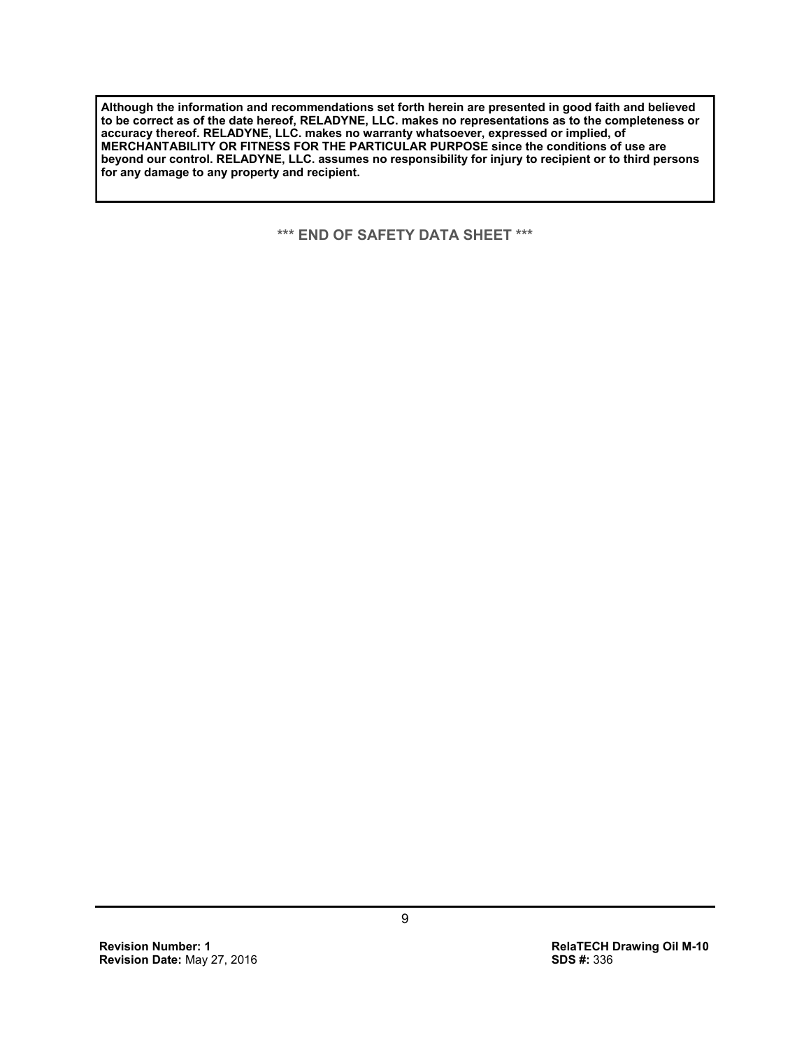**Although the information and recommendations set forth herein are presented in good faith and believed to be correct as of the date hereof, RELADYNE, LLC. makes no representations as to the completeness or accuracy thereof. RELADYNE, LLC. makes no warranty whatsoever, expressed or implied, of MERCHANTABILITY OR FITNESS FOR THE PARTICULAR PURPOSE since the conditions of use are beyond our control. RELADYNE, LLC. assumes no responsibility for injury to recipient or to third persons for any damage to any property and recipient.**

**\*\*\* END OF SAFETY DATA SHEET \*\*\***